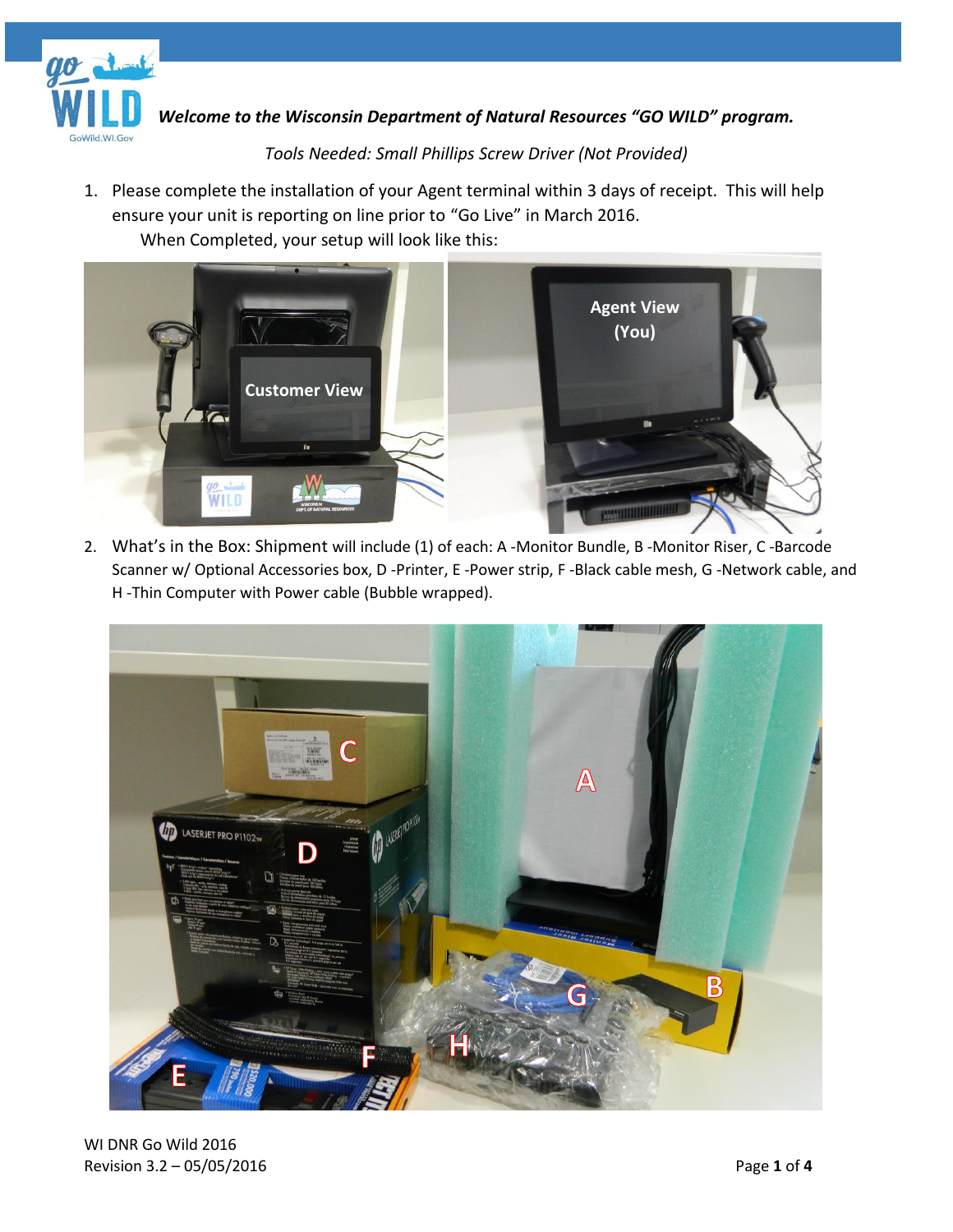***Welcome to the Wisconsin Department of Natural Resources "GO WILD" program.***

*Tools Needed: Small Phillips Screw Driver (Not Provided)*

1. Please complete the installation of your Agent terminal within 3 days of receipt. This will help ensure your unit is reporting on line prior to "Go Live" in March 2016.

   When Completed, your setup will look like this:

2. What's in the Box: Shipment will include (1) of each: A -Monitor Bundle, B -Monitor Riser, C -Barcode Scanner w/ Optional Accessories box, D -Printer, E -Power strip, F -Black cable mesh, G -Network cable, and H -Thin Computer with Power cable (Bubble wrapped).

WI DNR Go Wild 2016
Revision 3.2 – 05/05/2016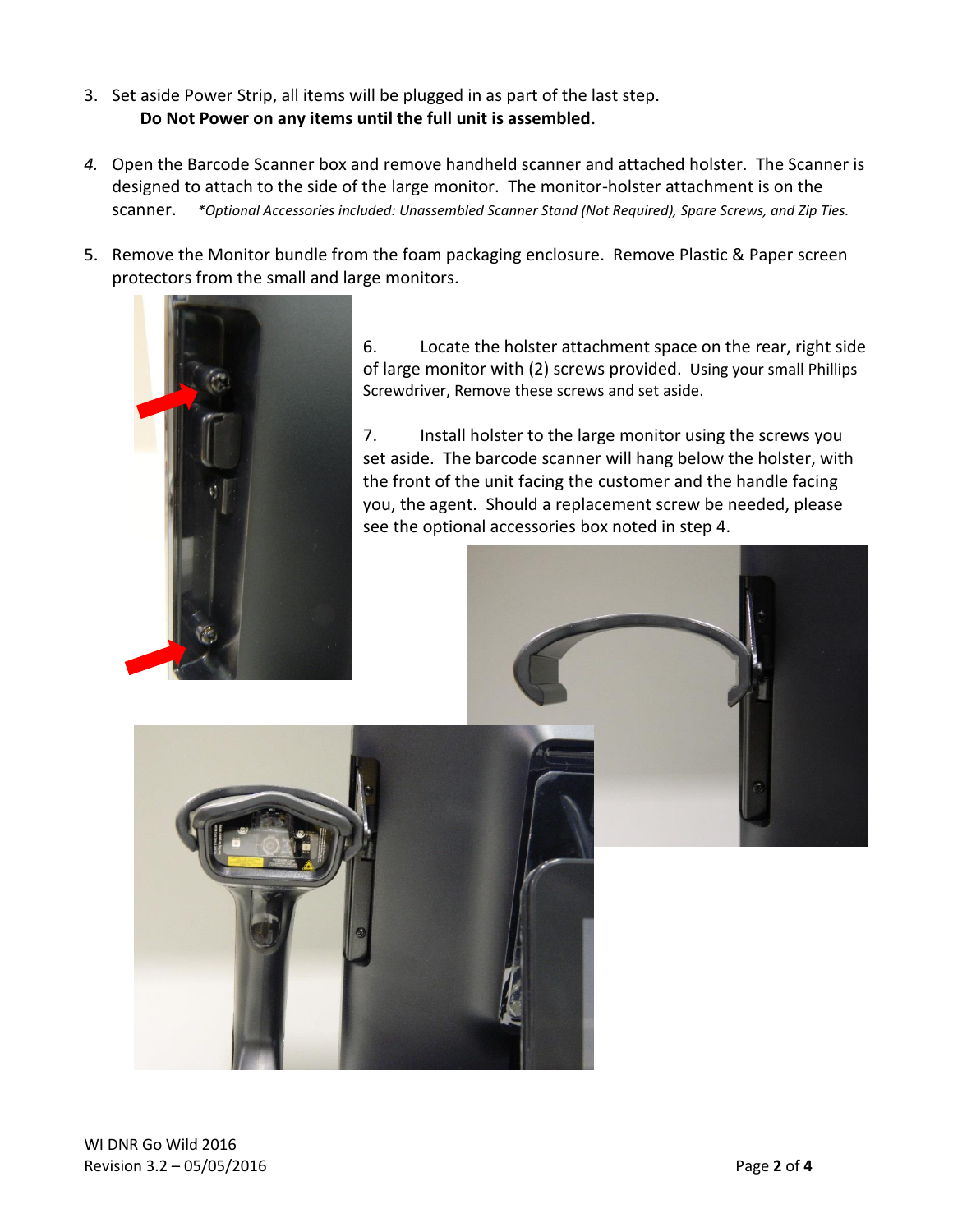3. Set aside Power Strip, all items will be plugged in as part of the last step.
   **Do Not Power on any items until the full unit is assembled.**

4. Open the Barcode Scanner box and remove handheld scanner and attached holster. The Scanner is designed to attach to the side of the large monitor. The monitor-holster attachment is on the scanner. *\*Optional Accessories included: Unassembled Scanner Stand (Not Required), Spare Screws, and Zip Ties.*

5. Remove the Monitor bundle from the foam packaging enclosure. Remove Plastic & Paper screen protectors from the small and large monitors.

6. Locate the holster attachment space on the rear, right side of large monitor with (2) screws provided. Using your small Phillips Screwdriver, Remove these screws and set aside.

7. Install holster to the large monitor using the screws you set aside. The barcode scanner will hang below the holster, with the front of the unit facing the customer and the handle facing you, the agent. Should a replacement screw be needed, please see the optional accessories box noted in step 4.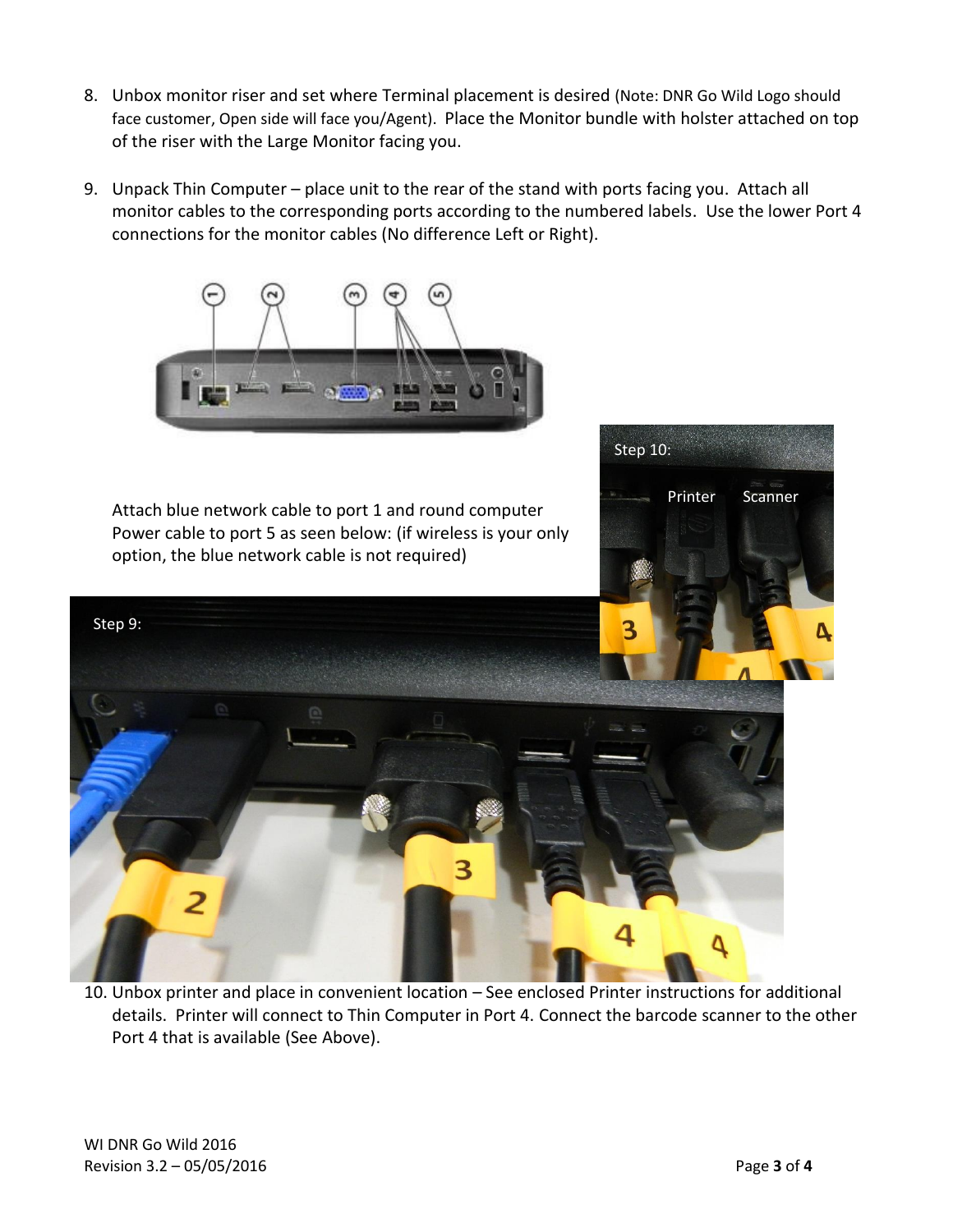8. Unbox monitor riser and set where Terminal placement is desired (Note: DNR Go Wild Logo should face customer, Open side will face you/Agent). Place the Monitor bundle with holster attached on top of the riser with the Large Monitor facing you.

9. Unpack Thin Computer – place unit to the rear of the stand with ports facing you. Attach all monitor cables to the corresponding ports according to the numbered labels. Use the lower Port 4 connections for the monitor cables (No difference Left or Right).

   Attach blue network cable to port 1 and round computer Power cable to port 5 as seen below: (if wireless is your only option, the blue network cable is not required)

10. Unbox printer and place in convenient location – See enclosed Printer instructions for additional details. Printer will connect to Thin Computer in Port 4. Connect the barcode scanner to the other Port 4 that is available (See Above).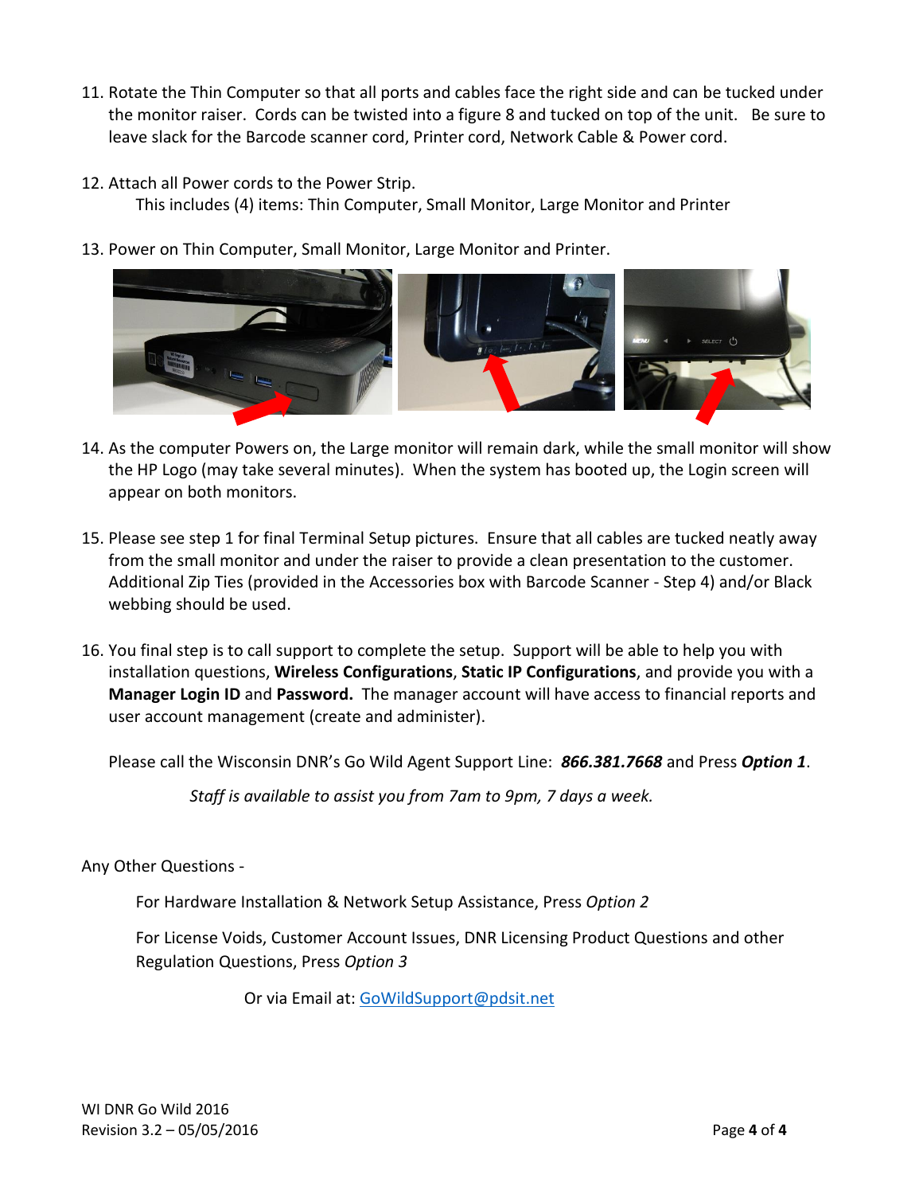11. Rotate the Thin Computer so that all ports and cables face the right side and can be tucked under the monitor raiser. Cords can be twisted into a figure 8 and tucked on top of the unit. Be sure to leave slack for the Barcode scanner cord, Printer cord, Network Cable & Power cord.

12. Attach all Power cords to the Power Strip.
    This includes (4) items: Thin Computer, Small Monitor, Large Monitor and Printer

13. Power on Thin Computer, Small Monitor, Large Monitor and Printer.

14. As the computer Powers on, the Large monitor will remain dark, while the small monitor will show the HP Logo (may take several minutes). When the system has booted up, the Login screen will appear on both monitors.

15. Please see step 1 for final Terminal Setup pictures. Ensure that all cables are tucked neatly away from the small monitor and under the raiser to provide a clean presentation to the customer. Additional Zip Ties (provided in the Accessories box with Barcode Scanner - Step 4) and/or Black webbing should be used.

16. You final step is to call support to complete the setup. Support will be able to help you with installation questions, **Wireless Configurations**, **Static IP Configurations**, and provide you with a **Manager Login ID** and **Password.** The manager account will have access to financial reports and user account management (create and administer).

    Please call the Wisconsin DNR's Go Wild Agent Support Line: ***866.381.7668*** and Press ***Option 1***.

    *Staff is available to assist you from 7am to 9pm, 7 days a week.*

Any Other Questions -

For Hardware Installation & Network Setup Assistance, Press *Option 2*

For License Voids, Customer Account Issues, DNR Licensing Product Questions and other Regulation Questions, Press *Option 3*

Or via Email at: GoWildSupport@pdsit.net

WI DNR Go Wild 2016
Revision 3.2 – 05/05/2016